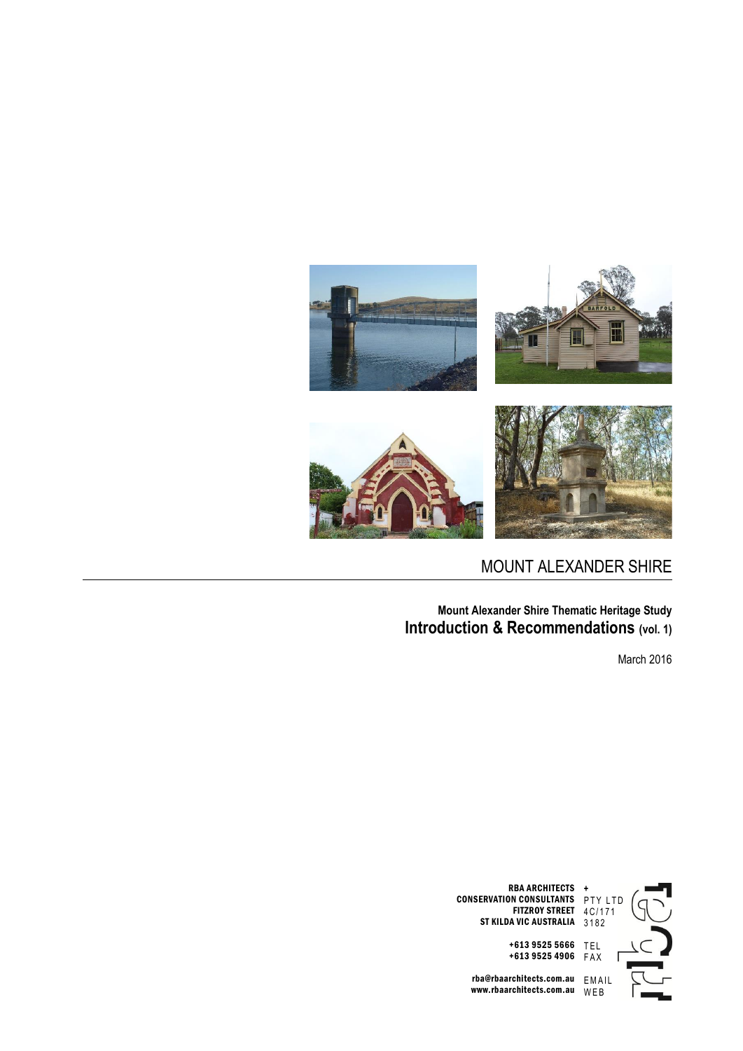# MOUNT ALEXANDER SHIRE

**Mount Alexander Shire Thematic Heritage Study**

## Introduction & Recommendations (vol. 1)

March 2016

**RBA ARCHITECTS + CONSERVATION CONSULTANTS** PTY LTD
**FITZROY STREET** 4C/171
**ST KILDA VIC AUSTRALIA** 3182

**+613 9525 5666** TEL
**+613 9525 4906** FAX

**rba@rbaarchitects.com.au** EMAIL
**www.rbaarchitects.com.au** WEB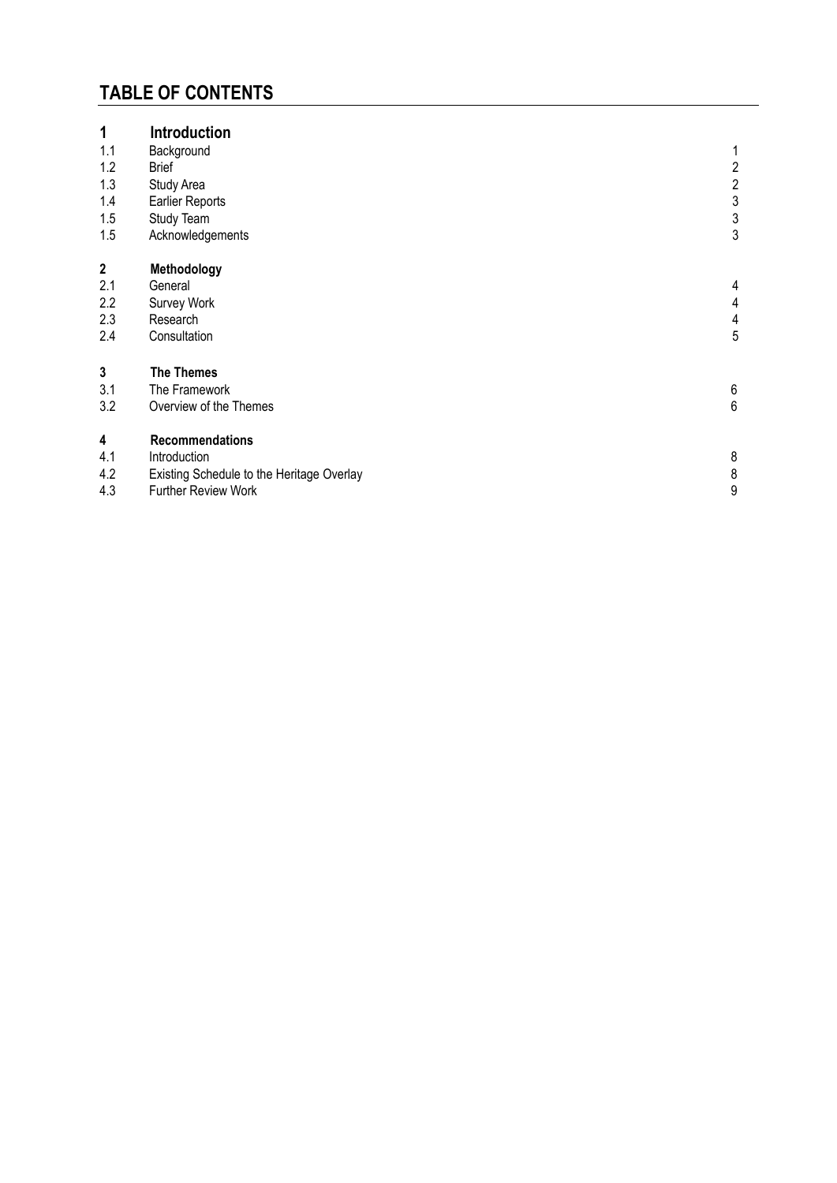# TABLE OF CONTENTS

| | | |
|---|---|---|
| **1** | **Introduction** | |
| 1.1 | Background | 1 |
| 1.2 | Brief | 2 |
| 1.3 | Study Area | 2 |
| 1.4 | Earlier Reports | 3 |
| 1.5 | Study Team | 3 |
| 1.5 | Acknowledgements | 3 |
| **2** | **Methodology** | |
| 2.1 | General | 4 |
| 2.2 | Survey Work | 4 |
| 2.3 | Research | 4 |
| 2.4 | Consultation | 5 |
| **3** | **The Themes** | |
| 3.1 | The Framework | 6 |
| 3.2 | Overview of the Themes | 6 |
| **4** | **Recommendations** | |
| 4.1 | Introduction | 8 |
| 4.2 | Existing Schedule to the Heritage Overlay | 8 |
| 4.3 | Further Review Work | 9 |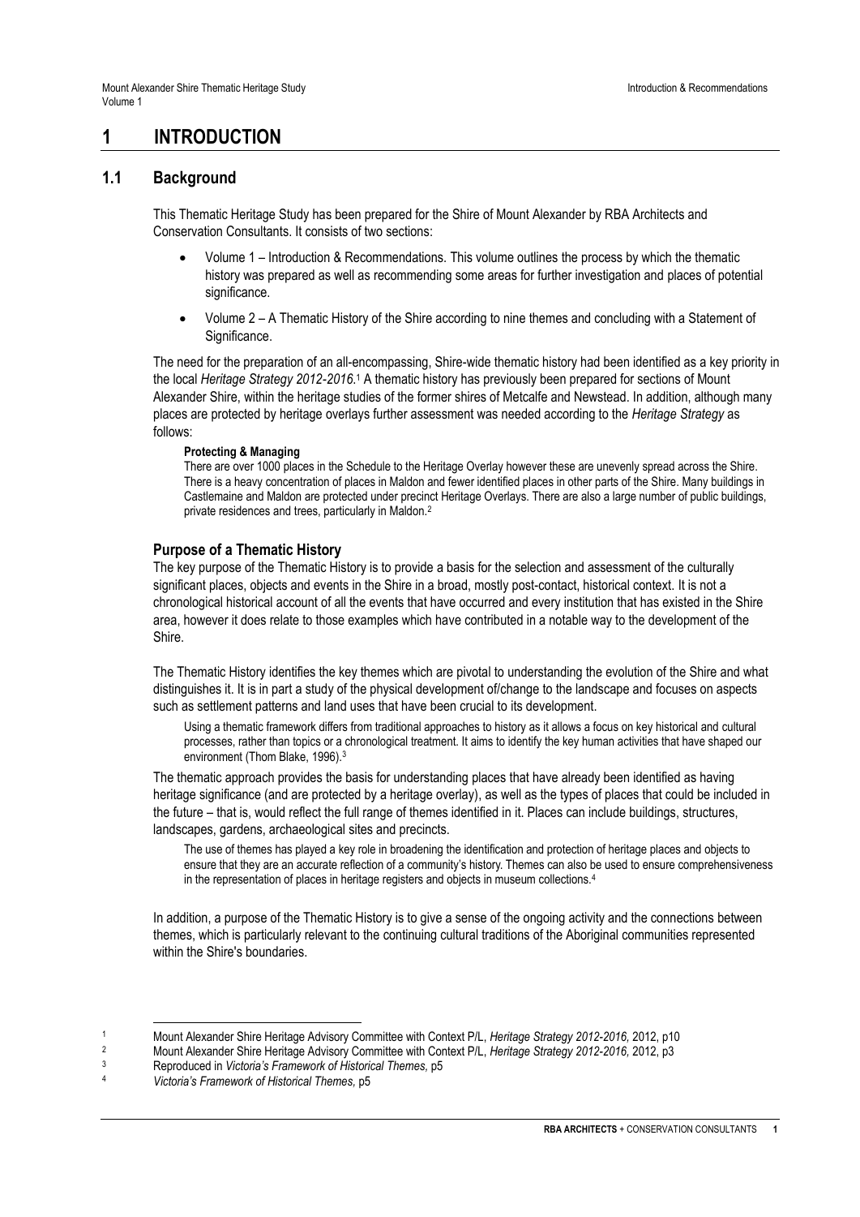# 1 INTRODUCTION

## 1.1 Background

This Thematic Heritage Study has been prepared for the Shire of Mount Alexander by RBA Architects and Conservation Consultants. It consists of two sections:

- Volume 1 – Introduction & Recommendations. This volume outlines the process by which the thematic history was prepared as well as recommending some areas for further investigation and places of potential significance.
- Volume 2 – A Thematic History of the Shire according to nine themes and concluding with a Statement of Significance.

The need for the preparation of an all-encompassing, Shire-wide thematic history had been identified as a key priority in the local *Heritage Strategy 2012-2016*.[1] A thematic history has previously been prepared for sections of Mount Alexander Shire, within the heritage studies of the former shires of Metcalfe and Newstead. In addition, although many places are protected by heritage overlays further assessment was needed according to the *Heritage Strategy* as follows:

> **Protecting & Managing**
>
> There are over 1000 places in the Schedule to the Heritage Overlay however these are unevenly spread across the Shire. There is a heavy concentration of places in Maldon and fewer identified places in other parts of the Shire. Many buildings in Castlemaine and Maldon are protected under precinct Heritage Overlays. There are also a large number of public buildings, private residences and trees, particularly in Maldon.[2]

### Purpose of a Thematic History

The key purpose of the Thematic History is to provide a basis for the selection and assessment of the culturally significant places, objects and events in the Shire in a broad, mostly post-contact, historical context. It is not a chronological historical account of all the events that have occurred and every institution that has existed in the Shire area, however it does relate to those examples which have contributed in a notable way to the development of the Shire.

The Thematic History identifies the key themes which are pivotal to understanding the evolution of the Shire and what distinguishes it. It is in part a study of the physical development of/change to the landscape and focuses on aspects such as settlement patterns and land uses that have been crucial to its development.

> Using a thematic framework differs from traditional approaches to history as it allows a focus on key historical and cultural processes, rather than topics or a chronological treatment. It aims to identify the key human activities that have shaped our environment (Thom Blake, 1996).[3]

The thematic approach provides the basis for understanding places that have already been identified as having heritage significance (and are protected by a heritage overlay), as well as the types of places that could be included in the future – that is, would reflect the full range of themes identified in it. Places can include buildings, structures, landscapes, gardens, archaeological sites and precincts.

> The use of themes has played a key role in broadening the identification and protection of heritage places and objects to ensure that they are an accurate reflection of a community's history. Themes can also be used to ensure comprehensiveness in the representation of places in heritage registers and objects in museum collections.[4]

In addition, a purpose of the Thematic History is to give a sense of the ongoing activity and the connections between themes, which is particularly relevant to the continuing cultural traditions of the Aboriginal communities represented within the Shire's boundaries.

---

[1] Mount Alexander Shire Heritage Advisory Committee with Context P/L, *Heritage Strategy 2012-2016,* 2012, p10

[2] Mount Alexander Shire Heritage Advisory Committee with Context P/L, *Heritage Strategy 2012-2016,* 2012, p3

[3] Reproduced in *Victoria's Framework of Historical Themes,* p5

[4] *Victoria's Framework of Historical Themes,* p5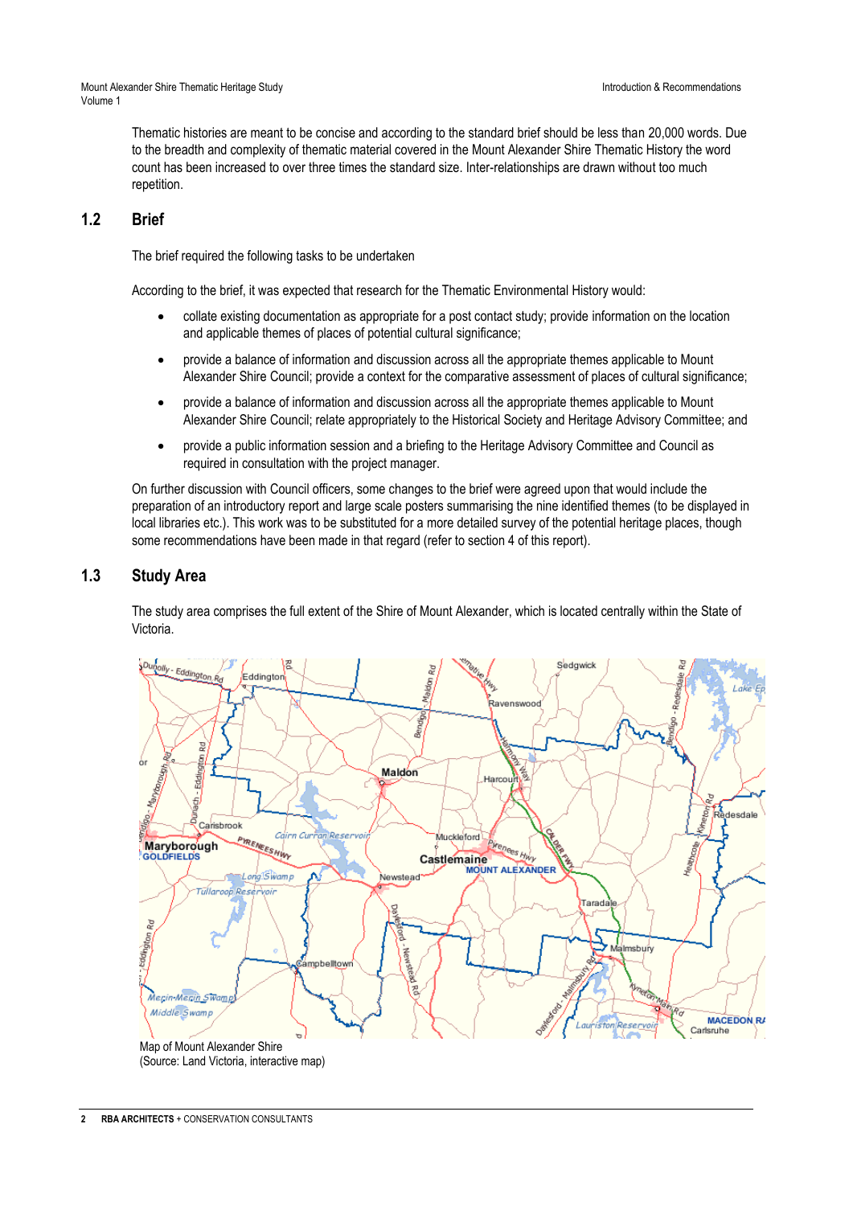Thematic histories are meant to be concise and according to the standard brief should be less than 20,000 words. Due to the breadth and complexity of thematic material covered in the Mount Alexander Shire Thematic History the word count has been increased to over three times the standard size. Inter-relationships are drawn without too much repetition.

## 1.2 Brief

The brief required the following tasks to be undertaken

According to the brief, it was expected that research for the Thematic Environmental History would:

- collate existing documentation as appropriate for a post contact study; provide information on the location and applicable themes of places of potential cultural significance;
- provide a balance of information and discussion across all the appropriate themes applicable to Mount Alexander Shire Council; provide a context for the comparative assessment of places of cultural significance;
- provide a balance of information and discussion across all the appropriate themes applicable to Mount Alexander Shire Council; relate appropriately to the Historical Society and Heritage Advisory Committee; and
- provide a public information session and a briefing to the Heritage Advisory Committee and Council as required in consultation with the project manager.

On further discussion with Council officers, some changes to the brief were agreed upon that would include the preparation of an introductory report and large scale posters summarising the nine identified themes (to be displayed in local libraries etc.). This work was to be substituted for a more detailed survey of the potential heritage places, though some recommendations have been made in that regard (refer to section 4 of this report).

## 1.3 Study Area

The study area comprises the full extent of the Shire of Mount Alexander, which is located centrally within the State of Victoria.

Map of Mount Alexander Shire
(Source: Land Victoria, interactive map)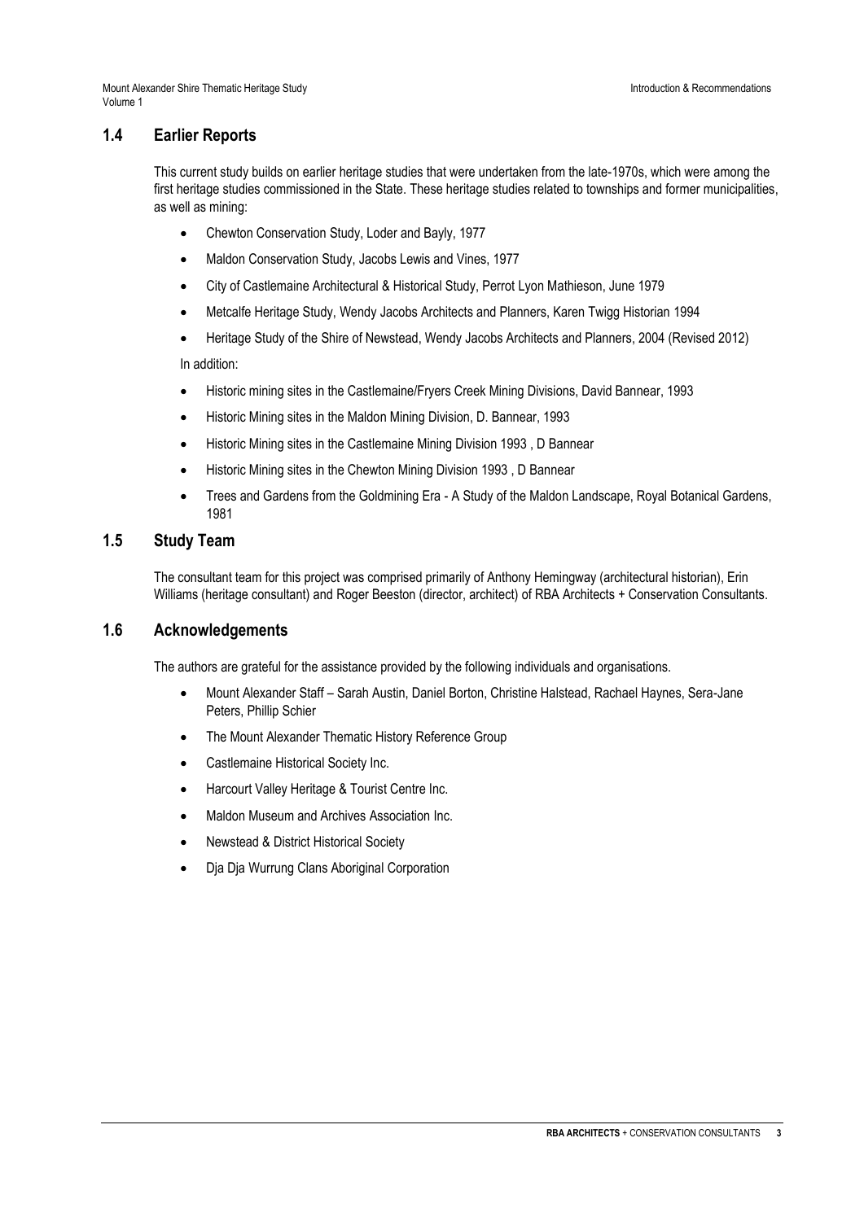## 1.4 Earlier Reports

This current study builds on earlier heritage studies that were undertaken from the late-1970s, which were among the first heritage studies commissioned in the State. These heritage studies related to townships and former municipalities, as well as mining:

- Chewton Conservation Study, Loder and Bayly, 1977
- Maldon Conservation Study, Jacobs Lewis and Vines, 1977
- City of Castlemaine Architectural & Historical Study, Perrot Lyon Mathieson, June 1979
- Metcalfe Heritage Study, Wendy Jacobs Architects and Planners, Karen Twigg Historian 1994
- Heritage Study of the Shire of Newstead, Wendy Jacobs Architects and Planners, 2004 (Revised 2012)

In addition:

- Historic mining sites in the Castlemaine/Fryers Creek Mining Divisions, David Bannear, 1993
- Historic Mining sites in the Maldon Mining Division, D. Bannear, 1993
- Historic Mining sites in the Castlemaine Mining Division 1993 , D Bannear
- Historic Mining sites in the Chewton Mining Division 1993 , D Bannear
- Trees and Gardens from the Goldmining Era - A Study of the Maldon Landscape, Royal Botanical Gardens, 1981

## 1.5 Study Team

The consultant team for this project was comprised primarily of Anthony Hemingway (architectural historian), Erin Williams (heritage consultant) and Roger Beeston (director, architect) of RBA Architects + Conservation Consultants.

## 1.6 Acknowledgements

The authors are grateful for the assistance provided by the following individuals and organisations.

- Mount Alexander Staff – Sarah Austin, Daniel Borton, Christine Halstead, Rachael Haynes, Sera-Jane Peters, Phillip Schier
- The Mount Alexander Thematic History Reference Group
- Castlemaine Historical Society Inc.
- Harcourt Valley Heritage & Tourist Centre Inc.
- Maldon Museum and Archives Association Inc.
- Newstead & District Historical Society
- Dja Dja Wurrung Clans Aboriginal Corporation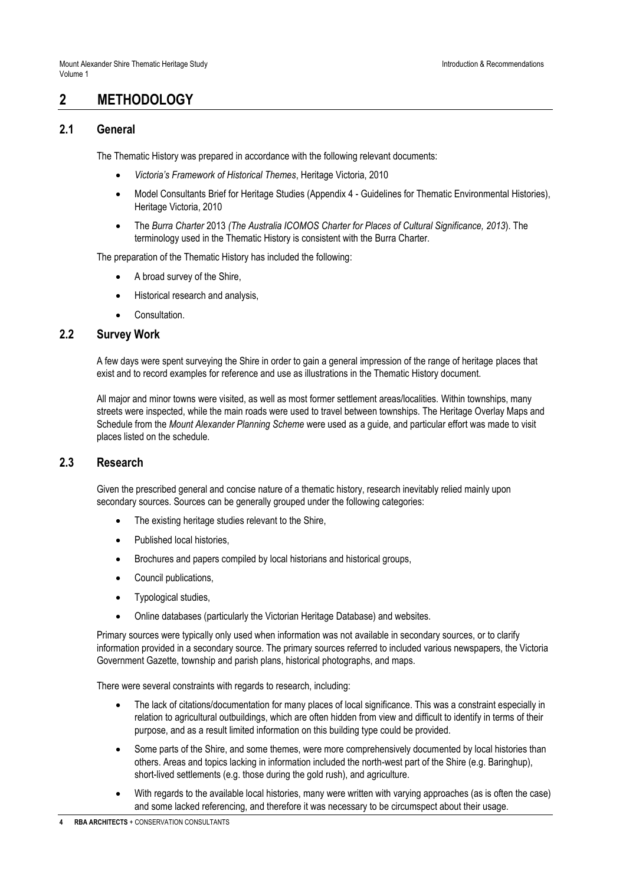# 2 METHODOLOGY

## 2.1 General

The Thematic History was prepared in accordance with the following relevant documents:

- *Victoria's Framework of Historical Themes*, Heritage Victoria, 2010
- Model Consultants Brief for Heritage Studies (Appendix 4 - Guidelines for Thematic Environmental Histories), Heritage Victoria, 2010
- The *Burra Charter* 2013 *(The Australia ICOMOS Charter for Places of Cultural Significance, 2013*). The terminology used in the Thematic History is consistent with the Burra Charter.

The preparation of the Thematic History has included the following:

- A broad survey of the Shire,
- Historical research and analysis,
- Consultation.

## 2.2 Survey Work

A few days were spent surveying the Shire in order to gain a general impression of the range of heritage places that exist and to record examples for reference and use as illustrations in the Thematic History document.

All major and minor towns were visited, as well as most former settlement areas/localities. Within townships, many streets were inspected, while the main roads were used to travel between townships. The Heritage Overlay Maps and Schedule from the *Mount Alexander Planning Scheme* were used as a guide, and particular effort was made to visit places listed on the schedule.

## 2.3 Research

Given the prescribed general and concise nature of a thematic history, research inevitably relied mainly upon secondary sources. Sources can be generally grouped under the following categories:

- The existing heritage studies relevant to the Shire,
- Published local histories,
- Brochures and papers compiled by local historians and historical groups,
- Council publications,
- Typological studies,
- Online databases (particularly the Victorian Heritage Database) and websites.

Primary sources were typically only used when information was not available in secondary sources, or to clarify information provided in a secondary source. The primary sources referred to included various newspapers, the Victoria Government Gazette, township and parish plans, historical photographs, and maps.

There were several constraints with regards to research, including:

- The lack of citations/documentation for many places of local significance. This was a constraint especially in relation to agricultural outbuildings, which are often hidden from view and difficult to identify in terms of their purpose, and as a result limited information on this building type could be provided.
- Some parts of the Shire, and some themes, were more comprehensively documented by local histories than others. Areas and topics lacking in information included the north-west part of the Shire (e.g. Baringhup), short-lived settlements (e.g. those during the gold rush), and agriculture.
- With regards to the available local histories, many were written with varying approaches (as is often the case) and some lacked referencing, and therefore it was necessary to be circumspect about their usage.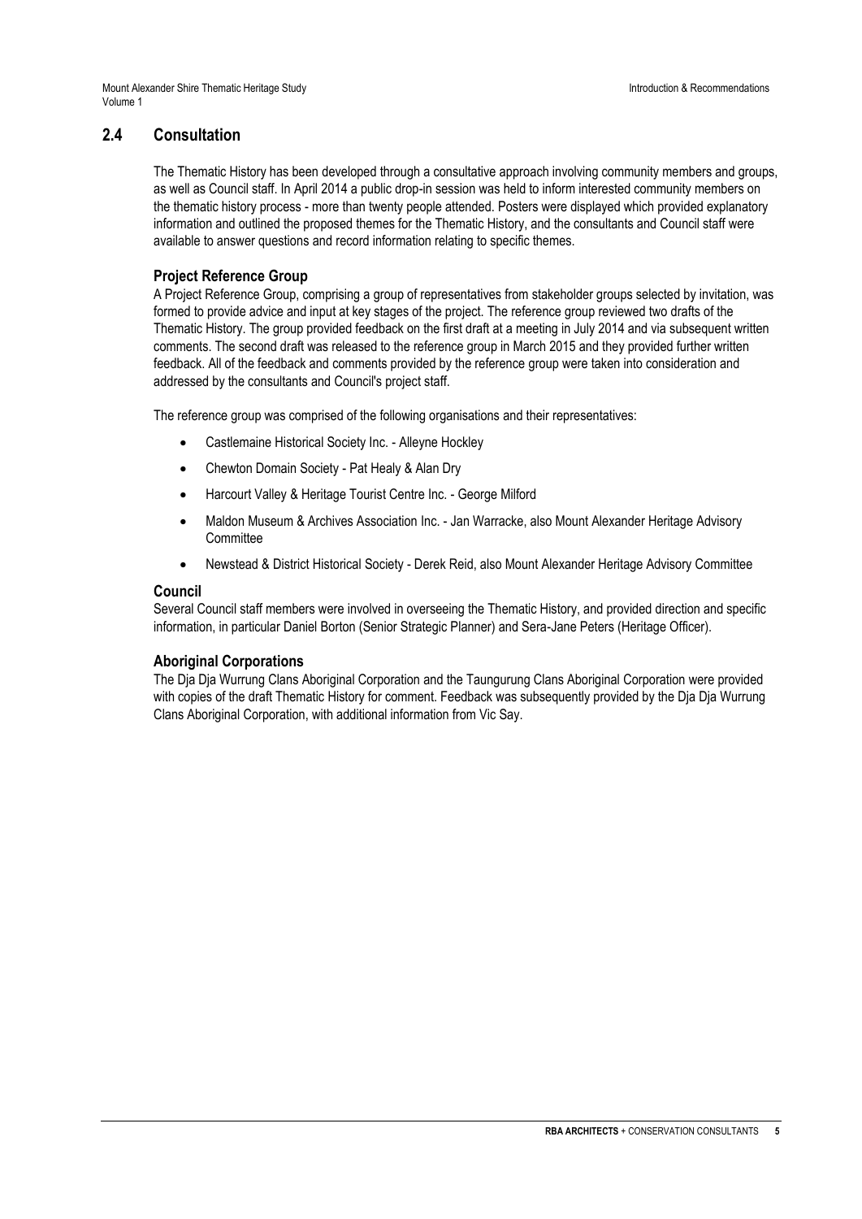## 2.4 Consultation

The Thematic History has been developed through a consultative approach involving community members and groups, as well as Council staff. In April 2014 a public drop-in session was held to inform interested community members on the thematic history process - more than twenty people attended. Posters were displayed which provided explanatory information and outlined the proposed themes for the Thematic History, and the consultants and Council staff were available to answer questions and record information relating to specific themes.

### Project Reference Group

A Project Reference Group, comprising a group of representatives from stakeholder groups selected by invitation, was formed to provide advice and input at key stages of the project. The reference group reviewed two drafts of the Thematic History. The group provided feedback on the first draft at a meeting in July 2014 and via subsequent written comments. The second draft was released to the reference group in March 2015 and they provided further written feedback. All of the feedback and comments provided by the reference group were taken into consideration and addressed by the consultants and Council's project staff.

The reference group was comprised of the following organisations and their representatives:

- Castlemaine Historical Society Inc. - Alleyne Hockley
- Chewton Domain Society - Pat Healy & Alan Dry
- Harcourt Valley & Heritage Tourist Centre Inc. - George Milford
- Maldon Museum & Archives Association Inc. - Jan Warracke, also Mount Alexander Heritage Advisory Committee
- Newstead & District Historical Society - Derek Reid, also Mount Alexander Heritage Advisory Committee

### Council

Several Council staff members were involved in overseeing the Thematic History, and provided direction and specific information, in particular Daniel Borton (Senior Strategic Planner) and Sera-Jane Peters (Heritage Officer).

### Aboriginal Corporations

The Dja Dja Wurrung Clans Aboriginal Corporation and the Taungurung Clans Aboriginal Corporation were provided with copies of the draft Thematic History for comment. Feedback was subsequently provided by the Dja Dja Wurrung Clans Aboriginal Corporation, with additional information from Vic Say.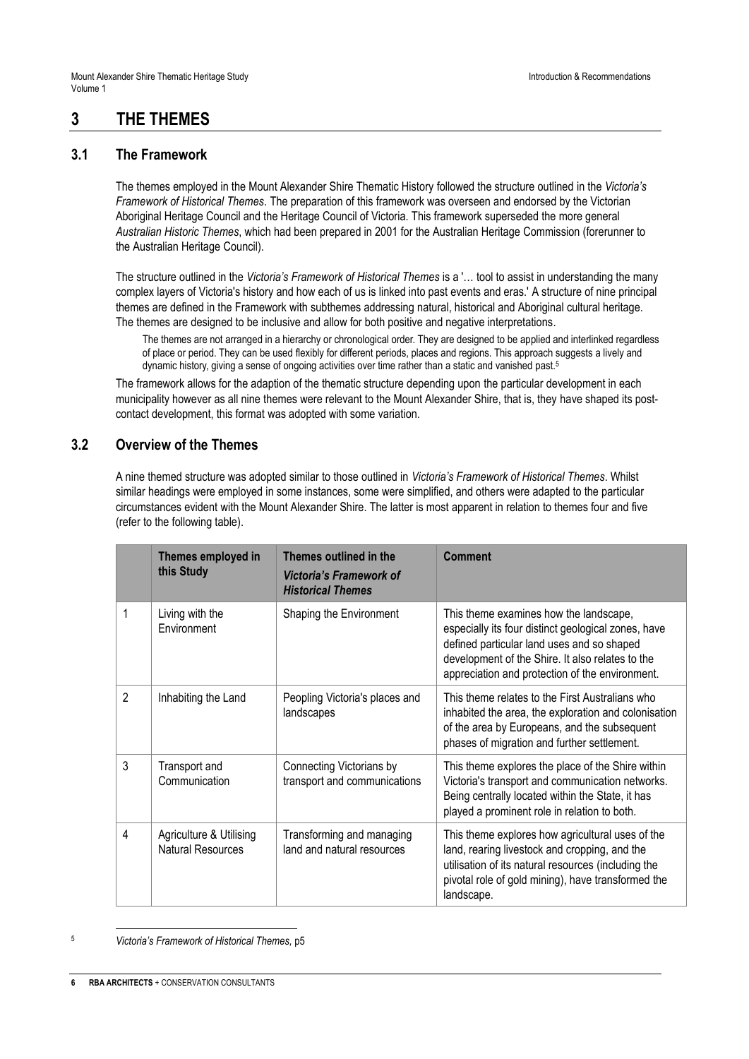# 3 THE THEMES

## 3.1 The Framework

The themes employed in the Mount Alexander Shire Thematic History followed the structure outlined in the *Victoria's Framework of Historical Themes*. The preparation of this framework was overseen and endorsed by the Victorian Aboriginal Heritage Council and the Heritage Council of Victoria. This framework superseded the more general *Australian Historic Themes*, which had been prepared in 2001 for the Australian Heritage Commission (forerunner to the Australian Heritage Council).

The structure outlined in the *Victoria's Framework of Historical Themes* is a '… tool to assist in understanding the many complex layers of Victoria's history and how each of us is linked into past events and eras.' A structure of nine principal themes are defined in the Framework with subthemes addressing natural, historical and Aboriginal cultural heritage. The themes are designed to be inclusive and allow for both positive and negative interpretations.

> The themes are not arranged in a hierarchy or chronological order. They are designed to be applied and interlinked regardless of place or period. They can be used flexibly for different periods, places and regions. This approach suggests a lively and dynamic history, giving a sense of ongoing activities over time rather than a static and vanished past.[5]

The framework allows for the adaption of the thematic structure depending upon the particular development in each municipality however as all nine themes were relevant to the Mount Alexander Shire, that is, they have shaped its post-contact development, this format was adopted with some variation.

## 3.2 Overview of the Themes

A nine themed structure was adopted similar to those outlined in *Victoria's Framework of Historical Themes*. Whilst similar headings were employed in some instances, some were simplified, and others were adapted to the particular circumstances evident with the Mount Alexander Shire. The latter is most apparent in relation to themes four and five (refer to the following table).

| | Themes employed in this Study | Themes outlined in the *Victoria's Framework of Historical Themes* | Comment |
|---|---|---|---|
| 1 | Living with the Environment | Shaping the Environment | This theme examines how the landscape, especially its four distinct geological zones, have defined particular land uses and so shaped development of the Shire. It also relates to the appreciation and protection of the environment. |
| 2 | Inhabiting the Land | Peopling Victoria's places and landscapes | This theme relates to the First Australians who inhabited the area, the exploration and colonisation of the area by Europeans, and the subsequent phases of migration and further settlement. |
| 3 | Transport and Communication | Connecting Victorians by transport and communications | This theme explores the place of the Shire within Victoria's transport and communication networks. Being centrally located within the State, it has played a prominent role in relation to both. |
| 4 | Agriculture & Utilising Natural Resources | Transforming and managing land and natural resources | This theme explores how agricultural uses of the land, rearing livestock and cropping, and the utilisation of its natural resources (including the pivotal role of gold mining), have transformed the landscape. |

[5] *Victoria's Framework of Historical Themes,* p5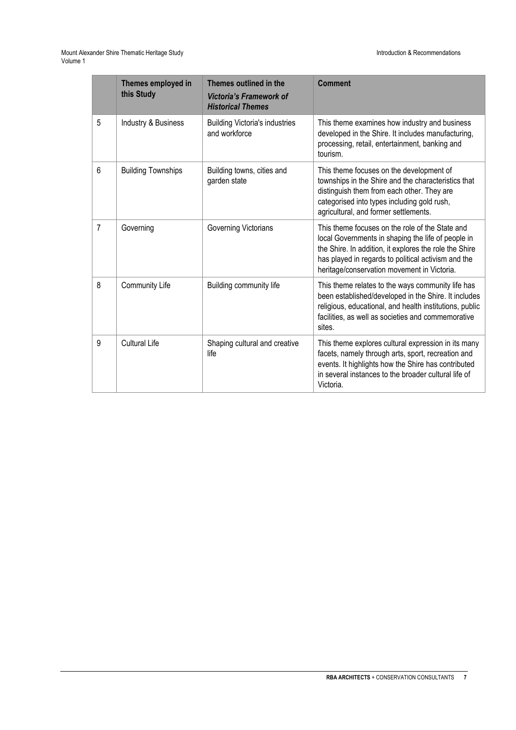| | Themes employed in this Study | Themes outlined in the *Victoria's Framework of Historical Themes* | Comment |
|---|---|---|---|
| 5 | Industry & Business | Building Victoria's industries and workforce | This theme examines how industry and business developed in the Shire. It includes manufacturing, processing, retail, entertainment, banking and tourism. |
| 6 | Building Townships | Building towns, cities and garden state | This theme focuses on the development of townships in the Shire and the characteristics that distinguish them from each other. They are categorised into types including gold rush, agricultural, and former settlements. |
| 7 | Governing | Governing Victorians | This theme focuses on the role of the State and local Governments in shaping the life of people in the Shire. In addition, it explores the role the Shire has played in regards to political activism and the heritage/conservation movement in Victoria. |
| 8 | Community Life | Building community life | This theme relates to the ways community life has been established/developed in the Shire. It includes religious, educational, and health institutions, public facilities, as well as societies and commemorative sites. |
| 9 | Cultural Life | Shaping cultural and creative life | This theme explores cultural expression in its many facets, namely through arts, sport, recreation and events. It highlights how the Shire has contributed in several instances to the broader cultural life of Victoria. |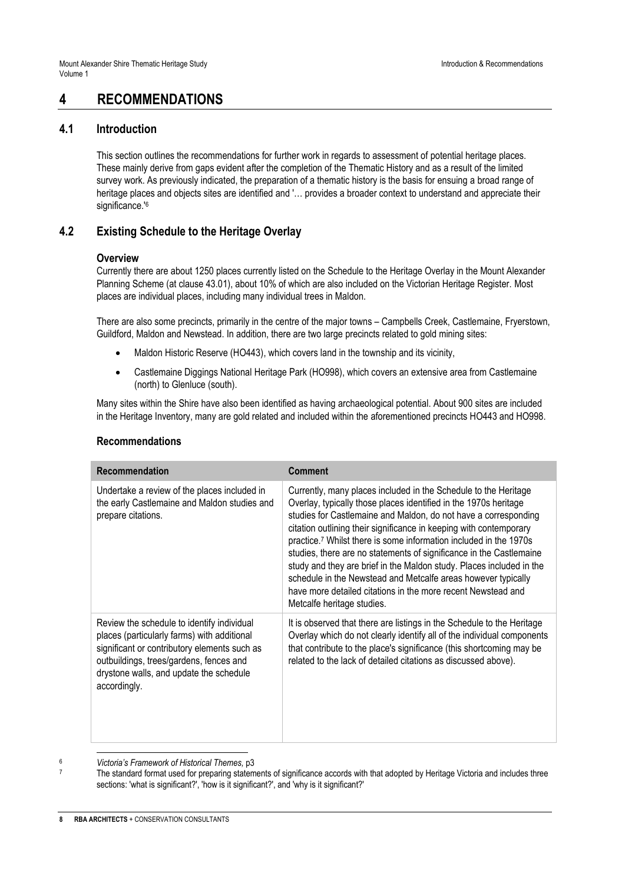# 4 RECOMMENDATIONS

## 4.1 Introduction

This section outlines the recommendations for further work in regards to assessment of potential heritage places. These mainly derive from gaps evident after the completion of the Thematic History and as a result of the limited survey work. As previously indicated, the preparation of a thematic history is the basis for ensuing a broad range of heritage places and objects sites are identified and '… provides a broader context to understand and appreciate their significance.'[6]

## 4.2 Existing Schedule to the Heritage Overlay

### Overview

Currently there are about 1250 places currently listed on the Schedule to the Heritage Overlay in the Mount Alexander Planning Scheme (at clause 43.01), about 10% of which are also included on the Victorian Heritage Register. Most places are individual places, including many individual trees in Maldon.

There are also some precincts, primarily in the centre of the major towns – Campbells Creek, Castlemaine, Fryerstown, Guildford, Maldon and Newstead. In addition, there are two large precincts related to gold mining sites:

- Maldon Historic Reserve (HO443), which covers land in the township and its vicinity,
- Castlemaine Diggings National Heritage Park (HO998), which covers an extensive area from Castlemaine (north) to Glenluce (south).

Many sites within the Shire have also been identified as having archaeological potential. About 900 sites are included in the Heritage Inventory, many are gold related and included within the aforementioned precincts HO443 and HO998.

### Recommendations

| Recommendation | Comment |
|---|---|
| Undertake a review of the places included in the early Castlemaine and Maldon studies and prepare citations. | Currently, many places included in the Schedule to the Heritage Overlay, typically those places identified in the 1970s heritage studies for Castlemaine and Maldon, do not have a corresponding citation outlining their significance in keeping with contemporary practice.[7] Whilst there is some information included in the 1970s studies, there are no statements of significance in the Castlemaine study and they are brief in the Maldon study. Places included in the schedule in the Newstead and Metcalfe areas however typically have more detailed citations in the more recent Newstead and Metcalfe heritage studies. |
| Review the schedule to identify individual places (particularly farms) with additional significant or contributory elements such as outbuildings, trees/gardens, fences and drystone walls, and update the schedule accordingly. | It is observed that there are listings in the Schedule to the Heritage Overlay which do not clearly identify all of the individual components that contribute to the place's significance (this shortcoming may be related to the lack of detailed citations as discussed above). |

[6] *Victoria's Framework of Historical Themes,* p3

[7] The standard format used for preparing statements of significance accords with that adopted by Heritage Victoria and includes three sections: 'what is significant?', 'how is it significant?', and 'why is it significant?'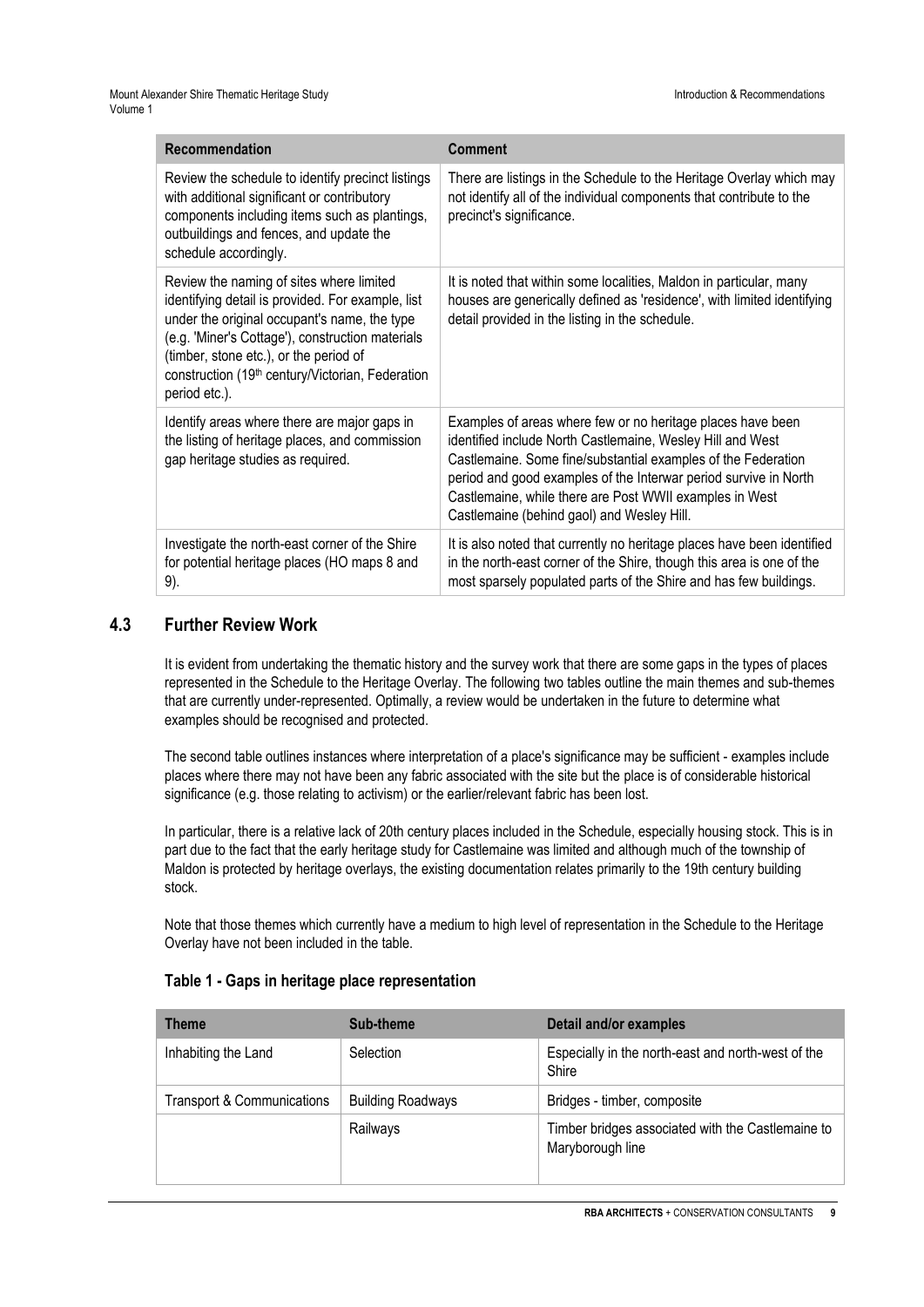| Recommendation | Comment |
|---|---|
| Review the schedule to identify precinct listings with additional significant or contributory components including items such as plantings, outbuildings and fences, and update the schedule accordingly. | There are listings in the Schedule to the Heritage Overlay which may not identify all of the individual components that contribute to the precinct's significance. |
| Review the naming of sites where limited identifying detail is provided. For example, list under the original occupant's name, the type (e.g. 'Miner's Cottage'), construction materials (timber, stone etc.), or the period of construction (19th century/Victorian, Federation period etc.). | It is noted that within some localities, Maldon in particular, many houses are generically defined as 'residence', with limited identifying detail provided in the listing in the schedule. |
| Identify areas where there are major gaps in the listing of heritage places, and commission gap heritage studies as required. | Examples of areas where few or no heritage places have been identified include North Castlemaine, Wesley Hill and West Castlemaine. Some fine/substantial examples of the Federation period and good examples of the Interwar period survive in North Castlemaine, while there are Post WWII examples in West Castlemaine (behind gaol) and Wesley Hill. |
| Investigate the north-east corner of the Shire for potential heritage places (HO maps 8 and 9). | It is also noted that currently no heritage places have been identified in the north-east corner of the Shire, though this area is one of the most sparsely populated parts of the Shire and has few buildings. |

## 4.3 Further Review Work

It is evident from undertaking the thematic history and the survey work that there are some gaps in the types of places represented in the Schedule to the Heritage Overlay. The following two tables outline the main themes and sub-themes that are currently under-represented. Optimally, a review would be undertaken in the future to determine what examples should be recognised and protected.

The second table outlines instances where interpretation of a place's significance may be sufficient - examples include places where there may not have been any fabric associated with the site but the place is of considerable historical significance (e.g. those relating to activism) or the earlier/relevant fabric has been lost.

In particular, there is a relative lack of 20th century places included in the Schedule, especially housing stock. This is in part due to the fact that the early heritage study for Castlemaine was limited and although much of the township of Maldon is protected by heritage overlays, the existing documentation relates primarily to the 19th century building stock.

Note that those themes which currently have a medium to high level of representation in the Schedule to the Heritage Overlay have not been included in the table.

### Table 1 - Gaps in heritage place representation

| Theme | Sub-theme | Detail and/or examples |
|---|---|---|
| Inhabiting the Land | Selection | Especially in the north-east and north-west of the Shire |
| Transport & Communications | Building Roadways | Bridges - timber, composite |
| | Railways | Timber bridges associated with the Castlemaine to Maryborough line |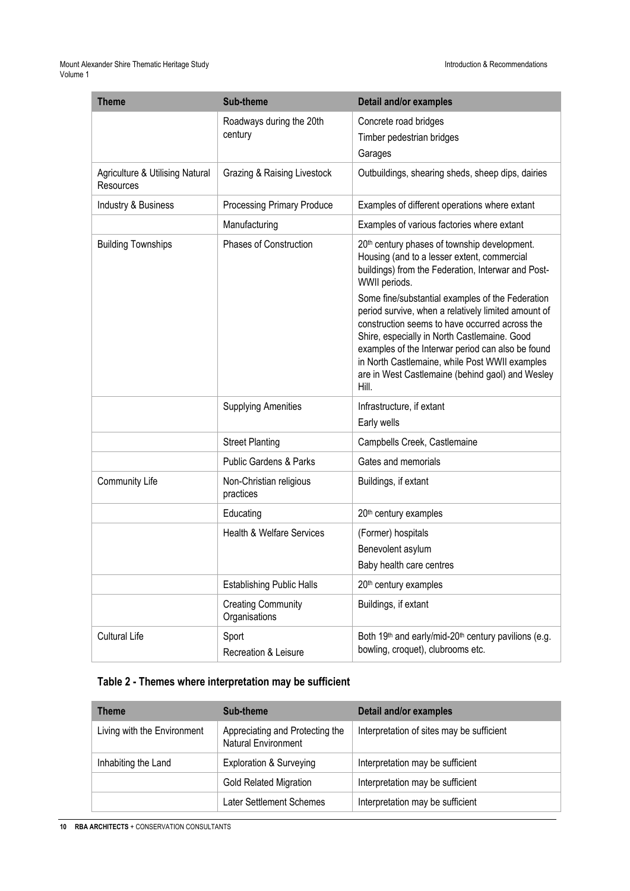| Theme | Sub-theme | Detail and/or examples |
| --- | --- | --- |
| | Roadways during the 20th century | Concrete road bridges<br>Timber pedestrian bridges<br>Garages |
| Agriculture & Utilising Natural Resources | Grazing & Raising Livestock | Outbuildings, shearing sheds, sheep dips, dairies |
| Industry & Business | Processing Primary Produce | Examples of different operations where extant |
| | Manufacturing | Examples of various factories where extant |
| Building Townships | Phases of Construction | 20th century phases of township development. Housing (and to a lesser extent, commercial buildings) from the Federation, Interwar and Post-WWII periods.<br>Some fine/substantial examples of the Federation period survive, when a relatively limited amount of construction seems to have occurred across the Shire, especially in North Castlemaine. Good examples of the Interwar period can also be found in North Castlemaine, while Post WWII examples are in West Castlemaine (behind gaol) and Wesley Hill. |
| | Supplying Amenities | Infrastructure, if extant<br>Early wells |
| | Street Planting | Campbells Creek, Castlemaine |
| | Public Gardens & Parks | Gates and memorials |
| Community Life | Non-Christian religious practices | Buildings, if extant |
| | Educating | 20th century examples |
| | Health & Welfare Services | (Former) hospitals<br>Benevolent asylum<br>Baby health care centres |
| | Establishing Public Halls | 20th century examples |
| | Creating Community Organisations | Buildings, if extant |
| Cultural Life | Sport<br>Recreation & Leisure | Both 19th and early/mid-20th century pavilions (e.g. bowling, croquet), clubrooms etc. |

## Table 2 - Themes where interpretation may be sufficient

| Theme | Sub-theme | Detail and/or examples |
| --- | --- | --- |
| Living with the Environment | Appreciating and Protecting the Natural Environment | Interpretation of sites may be sufficient |
| Inhabiting the Land | Exploration & Surveying | Interpretation may be sufficient |
| | Gold Related Migration | Interpretation may be sufficient |
| | Later Settlement Schemes | Interpretation may be sufficient |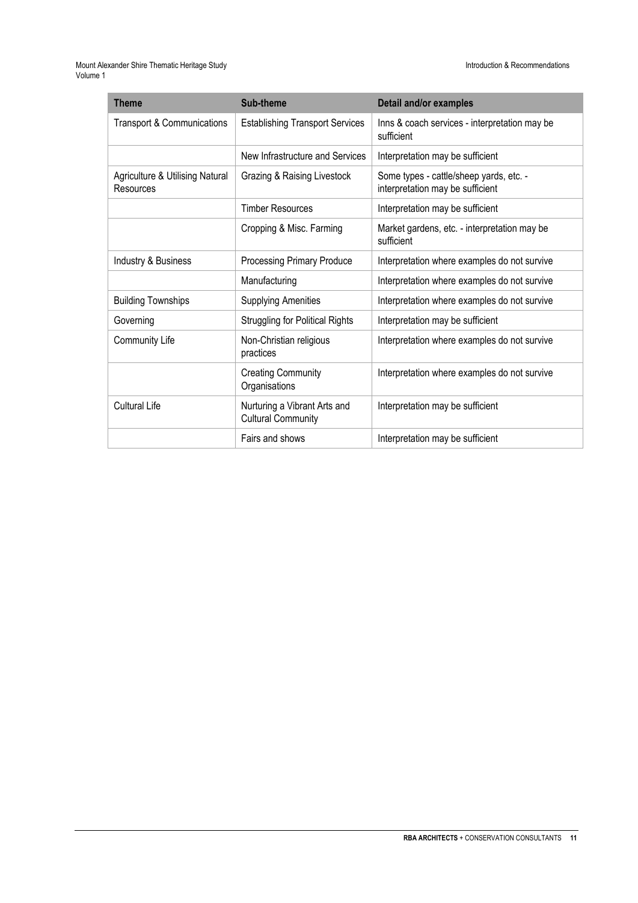| Theme | Sub-theme | Detail and/or examples |
|---|---|---|
| Transport & Communications | Establishing Transport Services | Inns & coach services - interpretation may be sufficient |
| | New Infrastructure and Services | Interpretation may be sufficient |
| Agriculture & Utilising Natural Resources | Grazing & Raising Livestock | Some types - cattle/sheep yards, etc. - interpretation may be sufficient |
| | Timber Resources | Interpretation may be sufficient |
| | Cropping & Misc. Farming | Market gardens, etc. - interpretation may be sufficient |
| Industry & Business | Processing Primary Produce | Interpretation where examples do not survive |
| | Manufacturing | Interpretation where examples do not survive |
| Building Townships | Supplying Amenities | Interpretation where examples do not survive |
| Governing | Struggling for Political Rights | Interpretation may be sufficient |
| Community Life | Non-Christian religious practices | Interpretation where examples do not survive |
| | Creating Community Organisations | Interpretation where examples do not survive |
| Cultural Life | Nurturing a Vibrant Arts and Cultural Community | Interpretation may be sufficient |
| | Fairs and shows | Interpretation may be sufficient |